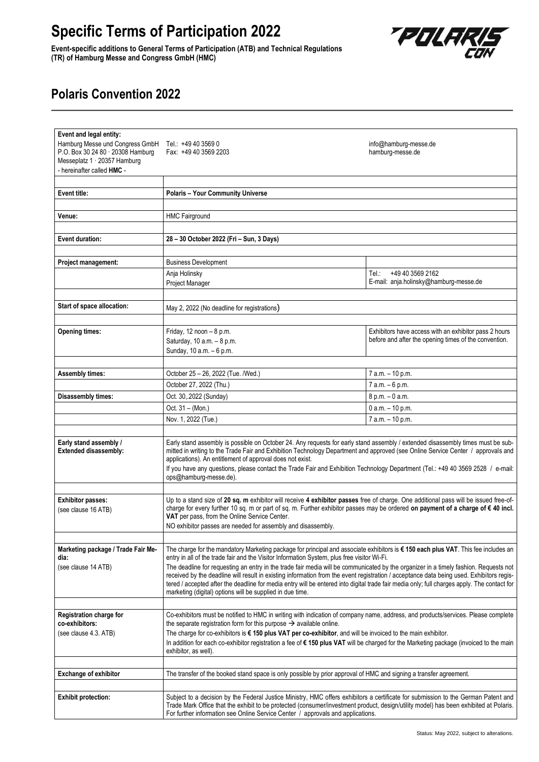# Specific Terms of Participation 2022

**Event-specific additions to General Terms of Participation (ATB) and Technical Regulations (TR) of Hamburg Messe and Congress GmbH (HMC)**

## Polaris Convention 2022

| | | |
|---|---|---|
| **Event and legal entity:**<br>Hamburg Messe und Congress GmbH<br>P.O. Box 30 24 80 · 20308 Hamburg<br>Messeplatz 1 · 20357 Hamburg<br>- hereinafter called **HMC** - | Tel.: +49 40 3569 0<br>Fax: +49 40 3569 2203 | info@hamburg-messe.de<br>hamburg-messe.de |
| **Event title:** | **Polaris – Your Community Universe** | |
| **Venue:** | HMC Fairground | |
| **Event duration:** | **28 – 30 October 2022 (Fri – Sun, 3 Days)** | |
| **Project management:** | Business Development | |
| | Anja Holinsky<br>Project Manager | Tel.: +49 40 3569 2162<br>E-mail: anja.holinsky@hamburg-messe.de |
| **Start of space allocation:** | May 2, 2022 (No deadline for registrations) | |
| **Opening times:** | Friday, 12 noon – 8 p.m.<br>Saturday, 10 a.m. – 8 p.m.<br>Sunday, 10 a.m. – 6 p.m. | Exhibitors have access with an exhibitor pass 2 hours before and after the opening times of the convention. |
| **Assembly times:** | October 25 – 26, 2022 (Tue. /Wed.) | 7 a.m. – 10 p.m. |
| | October 27, 2022 (Thu.) | 7 a.m. – 6 p.m. |
| **Disassembly times:** | Oct. 30,.2022 (Sunday) | 8 p.m. – 0 a.m. |
| | Oct. 31 – (Mon.) | 0 a.m. – 10 p.m. |
| | Nov. 1, 2022 (Tue.) | 7 a.m. – 10 p.m. |
| **Early stand assembly / Extended disassembly:** | Early stand assembly is possible on October 24. Any requests for early stand assembly / extended disassembly times must be submitted in writing to the Trade Fair and Exhibition Technology Department and approved (see Online Service Center / approvals and applications). An entitlement of approval does not exist.<br>If you have any questions, please contact the Trade Fair and Exhibition Technology Department (Tel.: +49 40 3569 2528 / e-mail: ops@hamburg-messe.de). | |
| **Exhibitor passes:**<br>(see clause 16 ATB) | Up to a stand size of **20 sq. m** exhibitor will receive **4 exhibitor passes** free of charge. One additional pass will be issued free-of-charge for every further 10 sq. m or part of sq. m. Further exhibitor passes may be ordered **on payment of a charge of € 40 incl. VAT** per pass, from the Online Service Center.<br>NO exhibitor passes are needed for assembly and disassembly. | |
| **Marketing package / Trade Fair Media:**<br>(see clause 14 ATB) | The charge for the mandatory Marketing package for principal and associate exhibitors is **€ 150 each plus VAT**. This fee includes an entry in all of the trade fair and the Visitor Information System, plus free visitor Wi-Fi.<br>The deadline for requesting an entry in the trade fair media will be communicated by the organizer in a timely fashion. Requests not received by the deadline will result in existing information from the event registration / acceptance data being used. Exhibitors registered / accepted after the deadline for media entry will be entered into digital trade fair media only; full charges apply. The contact for marketing (digital) options will be supplied in due time. | |
| **Registration charge for co-exhibitors:**<br>(see clause 4.3. ATB) | Co-exhibitors must be notified to HMC in writing with indication of company name, address, and products/services. Please complete the separate registration form for this purpose → available online.<br>The charge for co-exhibitors is **€ 150 plus VAT per co-exhibitor**, and will be invoiced to the main exhibitor.<br>In addition for each co-exhibitor registration a fee of **€ 150 plus VAT** will be charged for the Marketing package (invoiced to the main exhibitor, as well). | |
| **Exchange of exhibitor** | The transfer of the booked stand space is only possible by prior approval of HMC and signing a transfer agreement. | |
| **Exhibit protection:** | Subject to a decision by the Federal Justice Ministry, HMC offers exhibitors a certificate for submission to the German Patent and Trade Mark Office that the exhibit to be protected (consumer/investment product, design/utility model) has been exhibited at Polaris. For further information see Online Service Center / approvals and applications. | |

Status: May 2022, subject to alterations.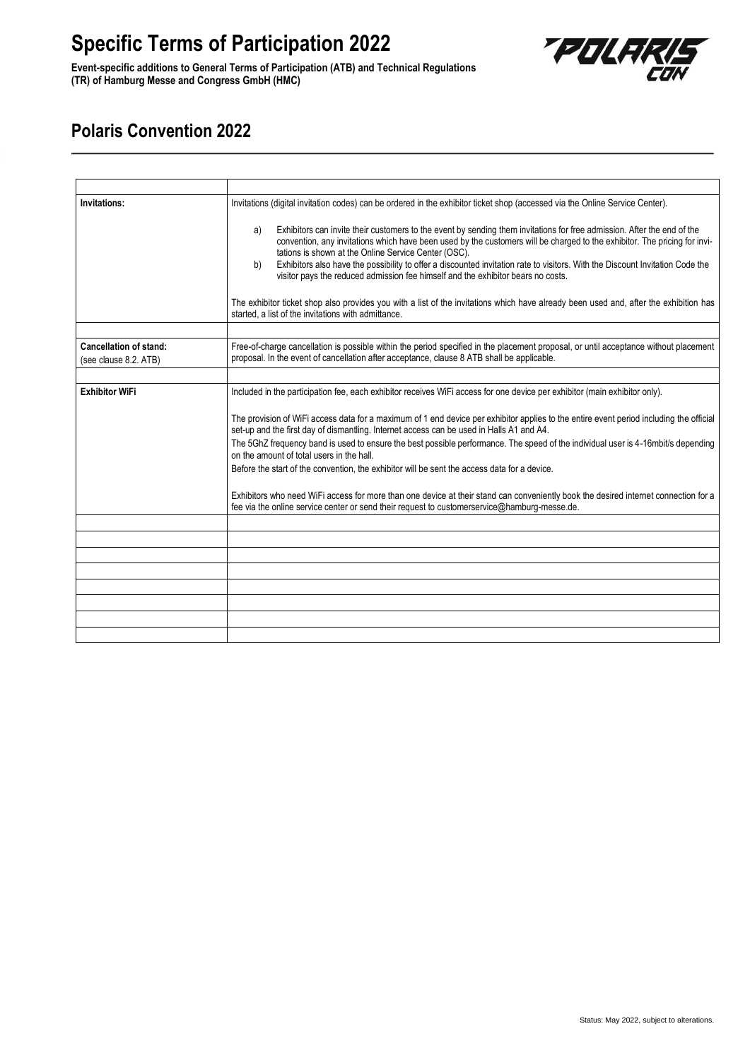# Specific Terms of Participation 2022

**Event-specific additions to General Terms of Participation (ATB) and Technical Regulations (TR) of Hamburg Messe and Congress GmbH (HMC)**

## Polaris Convention 2022

| | |
|---|---|
| **Invitations:** | Invitations (digital invitation codes) can be ordered in the exhibitor ticket shop (accessed via the Online Service Center).<br><br>a) Exhibitors can invite their customers to the event by sending them invitations for free admission. After the end of the convention, any invitations which have been used by the customers will be charged to the exhibitor. The pricing for invitations is shown at the Online Service Center (OSC).<br>b) Exhibitors also have the possibility to offer a discounted invitation rate to visitors. With the Discount Invitation Code the visitor pays the reduced admission fee himself and the exhibitor bears no costs.<br><br>The exhibitor ticket shop also provides you with a list of the invitations which have already been used and, after the exhibition has started, a list of the invitations with admittance. |
| | |
| **Cancellation of stand:** (see clause 8.2. ATB) | Free-of-charge cancellation is possible within the period specified in the placement proposal, or until acceptance without placement proposal. In the event of cancellation after acceptance, clause 8 ATB shall be applicable. |
| | |
| **Exhibitor WiFi** | Included in the participation fee, each exhibitor receives WiFi access for one device per exhibitor (main exhibitor only).<br><br>The provision of WiFi access data for a maximum of 1 end device per exhibitor applies to the entire event period including the official set-up and the first day of dismantling. Internet access can be used in Halls A1 and A4.<br>The 5GhZ frequency band is used to ensure the best possible performance. The speed of the individual user is 4-16mbit/s depending on the amount of total users in the hall.<br>Before the start of the convention, the exhibitor will be sent the access data for a device.<br><br>Exhibitors who need WiFi access for more than one device at their stand can conveniently book the desired internet connection for a fee via the online service center or send their request to customerservice@hamburg-messe.de. |
| | |
| | |
| | |
| | |
| | |
| | |
| | |
| | |

Status: May 2022, subject to alterations.